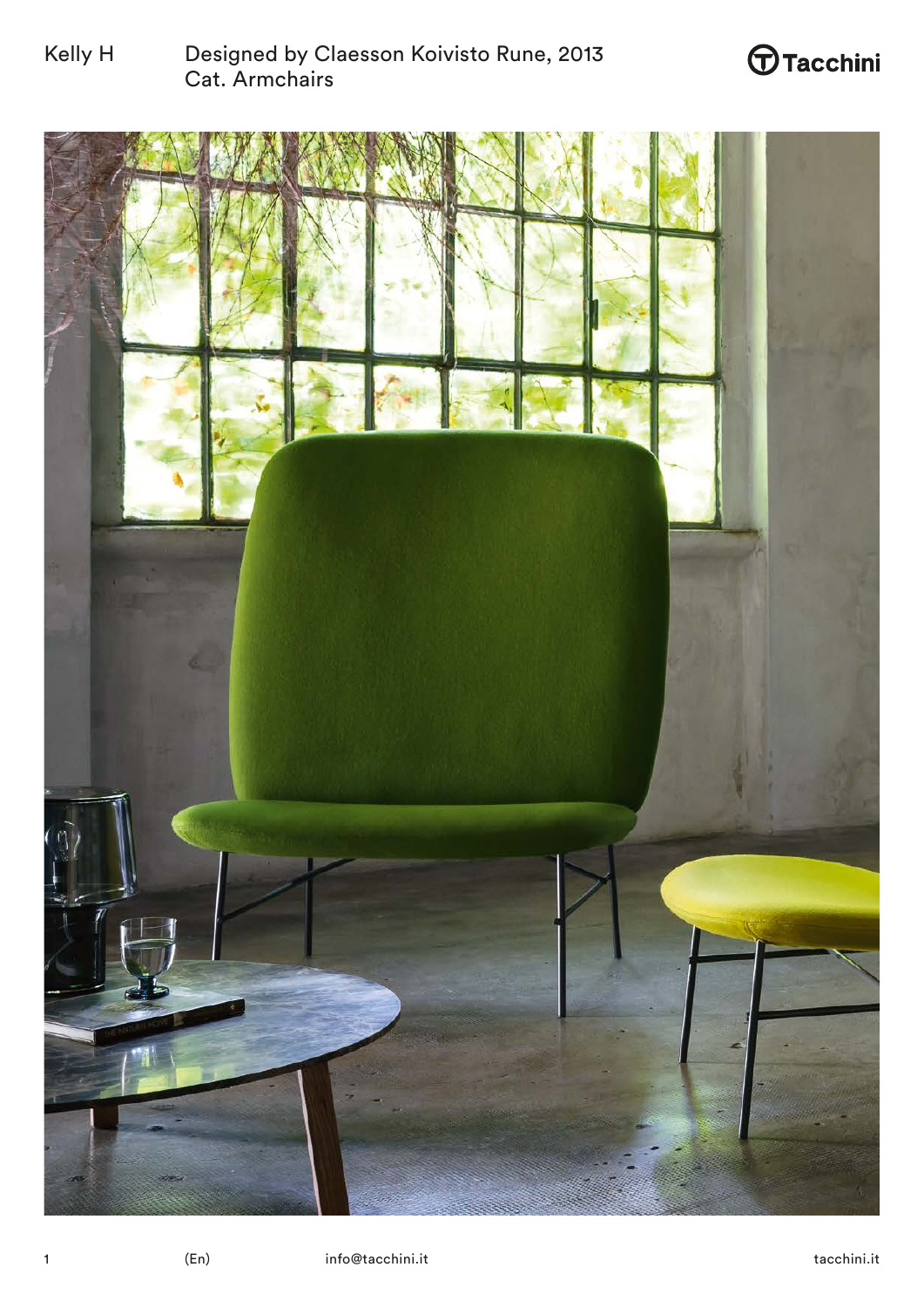Kelly H

Designed by Claesson Koivisto Rune, 2013
Cat. Armchairs

Tacchini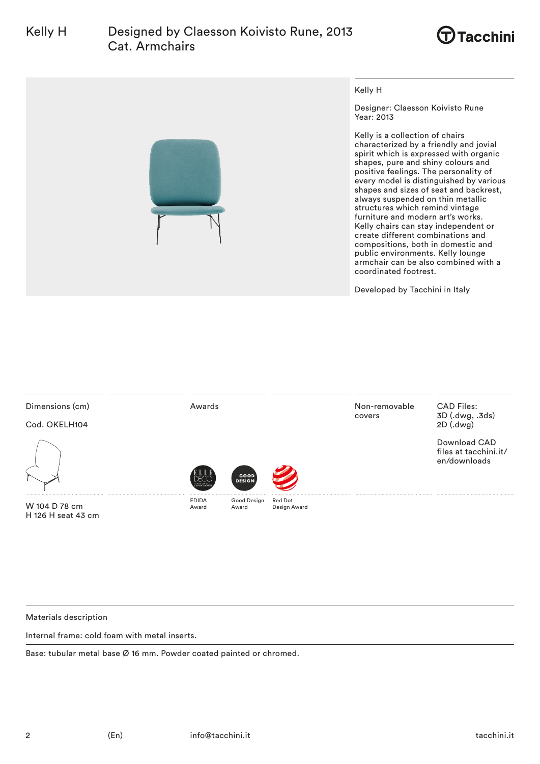# Kelly H

Designed by Claesson Koivisto Rune, 2013
Cat. Armchairs

Tacchini

Kelly H

Designer: Claesson Koivisto Rune
Year: 2013

Kelly is a collection of chairs characterized by a friendly and jovial spirit which is expressed with organic shapes, pure and shiny colours and positive feelings. The personality of every model is distinguished by various shapes and sizes of seat and backrest, always suspended on thin metallic structures which remind vintage furniture and modern art's works. Kelly chairs can stay independent or create different combinations and compositions, both in domestic and public environments. Kelly lounge armchair can be also combined with a coordinated footrest.

Developed by Tacchini in Italy

Dimensions (cm)

Cod. OKELH104

W 104 D 78 cm
H 126 H seat 43 cm

Awards

EDIDA Award

Good Design Award

Red Dot Design Award

Non-removable covers

CAD Files:
3D (.dwg, .3ds)
2D (.dwg)

Download CAD files at tacchini.it/en/downloads

Materials description

Internal frame: cold foam with metal inserts.

Base: tubular metal base Ø 16 mm. Powder coated painted or chromed.

(En)

info@tacchini.it

tacchini.it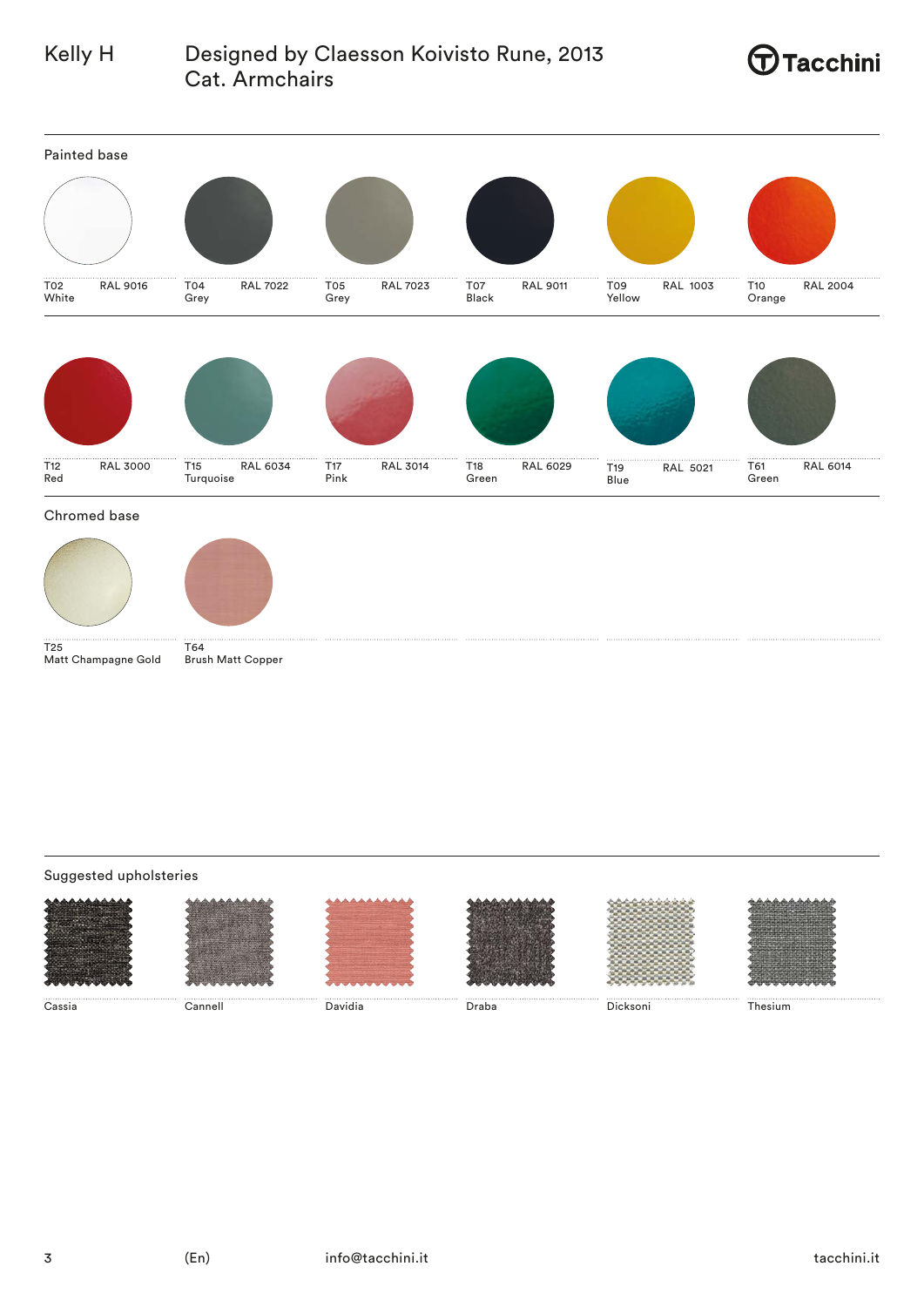# Kelly H

Designed by Claesson Koivisto Rune, 2013
Cat. Armchairs

Tacchini

## Painted base

| Code | Name | RAL |
|---|---|---|
| T02 | White | RAL 9016 |
| T04 | Grey | RAL 7022 |
| T05 | Grey | RAL 7023 |
| T07 | Black | RAL 9011 |
| T09 | Yellow | RAL 1003 |
| T10 | Orange | RAL 2004 |
| T12 | Red | RAL 3000 |
| T15 | Turquoise | RAL 6034 |
| T17 | Pink | RAL 3014 |
| T18 | Green | RAL 6029 |
| T19 | Blue | RAL 5021 |
| T61 | Green | RAL 6014 |

## Chromed base

| Code | Name |
|---|---|
| T25 | Matt Champagne Gold |
| T64 | Brush Matt Copper |

## Suggested upholsteries

- Cassia
- Cannell
- Davidia
- Draba
- Dicksoni
- Thesium

(En) info@tacchini.it tacchini.it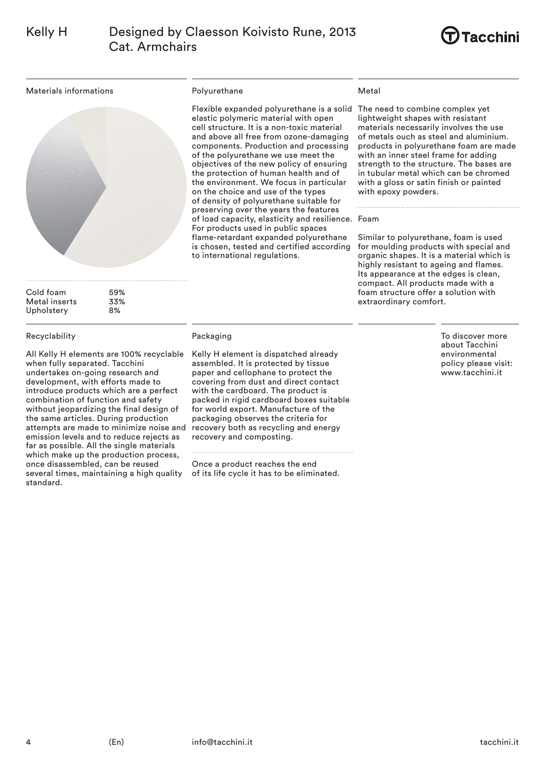# Kelly H

Designed by Claesson Koivisto Rune, 2013
Cat. Armchairs

## Materials informations

| | |
|---|---|
| Cold foam | 59% |
| Metal inserts | 33% |
| Upholstery | 8% |

## Polyurethane

Flexible expanded polyurethane is a solid elastic polymeric material with open cell structure. It is a non-toxic material and above all free from ozone-damaging components. Production and processing of the polyurethane we use meet the objectives of the new policy of ensuring the protection of human health and of the environment. We focus in particular on the choice and use of the types of density of polyurethane suitable for preserving over the years the features of load capacity, elasticity and resilience. For products used in public spaces flame-retardant expanded polyurethane is chosen, tested and certified according to international regulations.

## Metal

The need to combine complex yet lightweight shapes with resistant materials necessarily involves the use of metals ouch as steel and aluminium. products in polyurethane foam are made with an inner steel frame for adding strength to the structure. The bases are in tubular metal which can be chromed with a gloss or satin finish or painted with epoxy powders.

## Foam

Similar to polyurethane, foam is used for moulding products with special and organic shapes. It is a material which is highly resistant to ageing and flames. Its appearance at the edges is clean, compact. All products made with a foam structure offer a solution with extraordinary comfort.

## Recyclability

All Kelly H elements are 100% recyclable when fully separated. Tacchini undertakes on-going research and development, with efforts made to introduce products which are a perfect combination of function and safety without jeopardizing the final design of the same articles. During production attempts are made to minimize noise and emission levels and to reduce rejects as far as possible. All the single materials which make up the production process, once disassembled, can be reused several times, maintaining a high quality standard.

## Packaging

Kelly H element is dispatched already assembled. It is protected by tissue paper and cellophane to protect the covering from dust and direct contact with the cardboard. The product is packed in rigid cardboard boxes suitable for world export. Manufacture of the packaging observes the criteria for recovery both as recycling and energy recovery and composting.

Once a product reaches the end of its life cycle it has to be eliminated.

To discover more about Tacchini environmental policy please visit: www.tacchini.it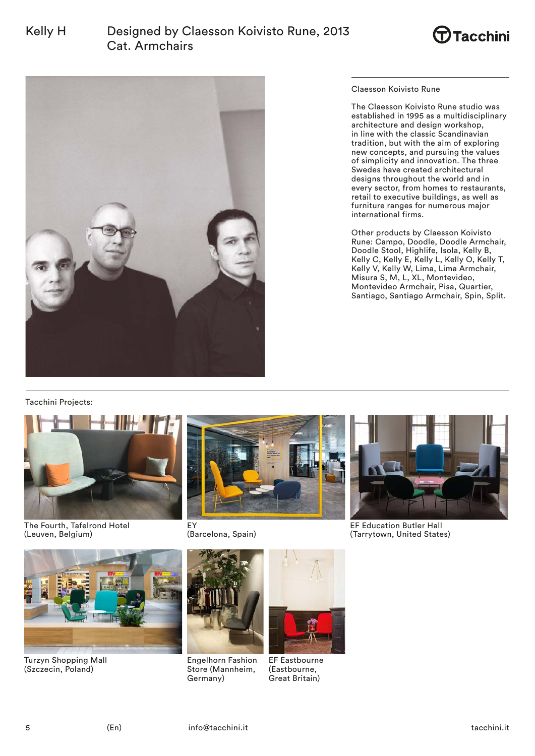# Kelly H

Designed by Claesson Koivisto Rune, 2013
Cat. Armchairs

Tacchini

## Claesson Koivisto Rune

The Claesson Koivisto Rune studio was established in 1995 as a multidisciplinary architecture and design workshop, in line with the classic Scandinavian tradition, but with the aim of exploring new concepts, and pursuing the values of simplicity and innovation. The three Swedes have created architectural designs throughout the world and in every sector, from homes to restaurants, retail to executive buildings, as well as furniture ranges for numerous major international firms.

Other products by Claesson Koivisto Rune: Campo, Doodle, Doodle Armchair, Doodle Stool, Highlife, Isola, Kelly B, Kelly C, Kelly E, Kelly L, Kelly O, Kelly T, Kelly V, Kelly W, Lima, Lima Armchair, Misura S, M, L, XL, Montevideo, Montevideo Armchair, Pisa, Quartier, Santiago, Santiago Armchair, Spin, Split.

## Tacchini Projects:

The Fourth, Tafelrond Hotel (Leuven, Belgium)

EY (Barcelona, Spain)

EF Education Butler Hall (Tarrytown, United States)

Turzyn Shopping Mall (Szczecin, Poland)

Engelhorn Fashion Store (Mannheim, Germany)

EF Eastbourne (Eastbourne, Great Britain)

(En) info@tacchini.it tacchini.it